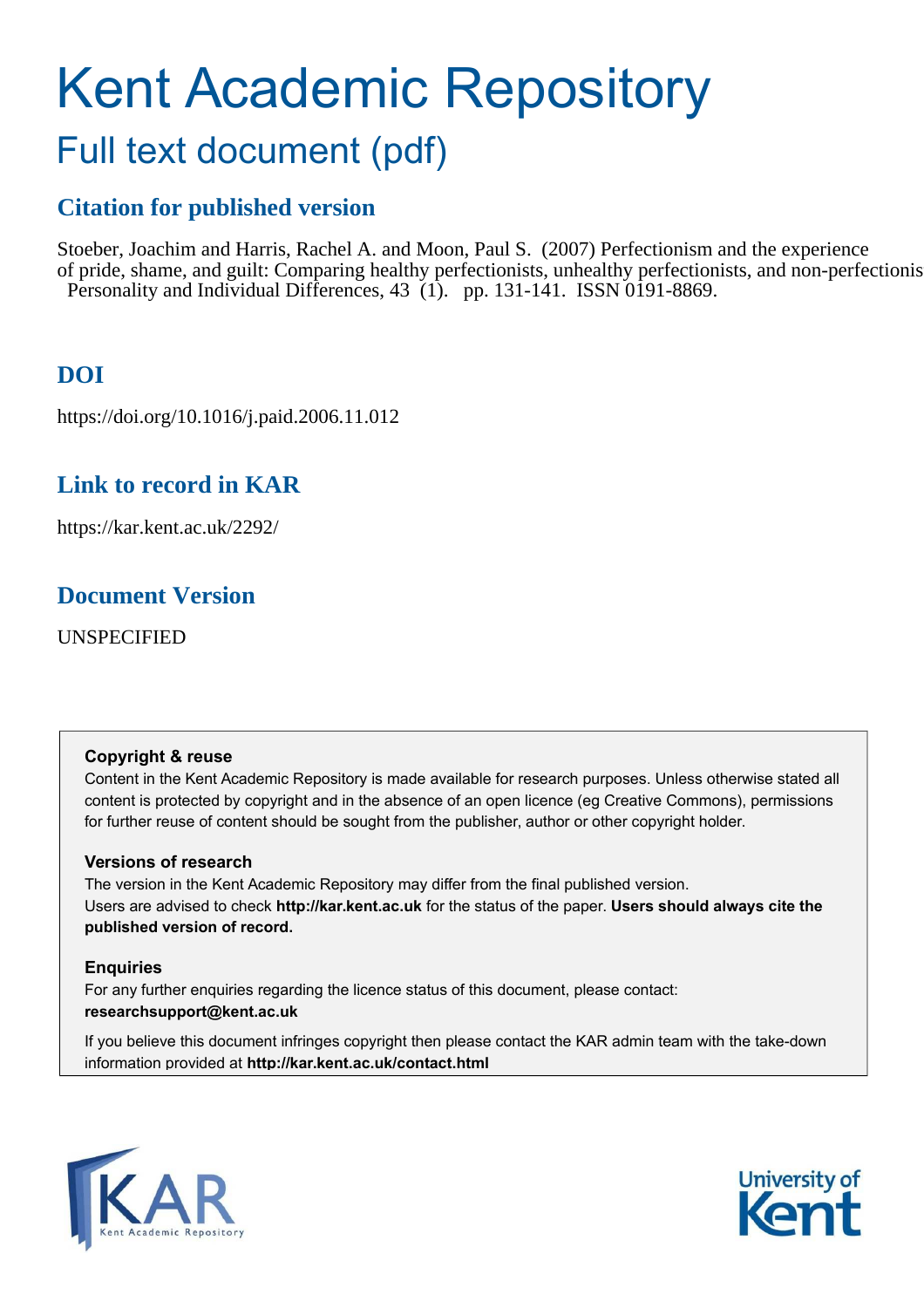# Kent Academic Repository

## Full text document (pdf)

### Citation for published version

Stoeber, Joachim and Harris, Rachel A. and Moon, Paul S. (2007) Perfectionism and the experience of pride, shame, and guilt: Comparing healthy perfectionists, unhealthy perfectionists, and non-perfectionis Personality and Individual Differences, 43 (1). pp. 131-141. ISSN 0191-8869.

### DOI

https://doi.org/10.1016/j.paid.2006.11.012

### Link to record in KAR

https://kar.kent.ac.uk/2292/

### Document Version

UNSPECIFIED

**Copyright & reuse**

Content in the Kent Academic Repository is made available for research purposes. Unless otherwise stated all content is protected by copyright and in the absence of an open licence (eg Creative Commons), permissions for further reuse of content should be sought from the publisher, author or other copyright holder.

**Versions of research**

The version in the Kent Academic Repository may differ from the final published version. Users are advised to check **http://kar.kent.ac.uk** for the status of the paper. **Users should always cite the published version of record.**

**Enquiries**

For any further enquiries regarding the licence status of this document, please contact: **researchsupport@kent.ac.uk**

If you believe this document infringes copyright then please contact the KAR admin team with the take-down information provided at **http://kar.kent.ac.uk/contact.html**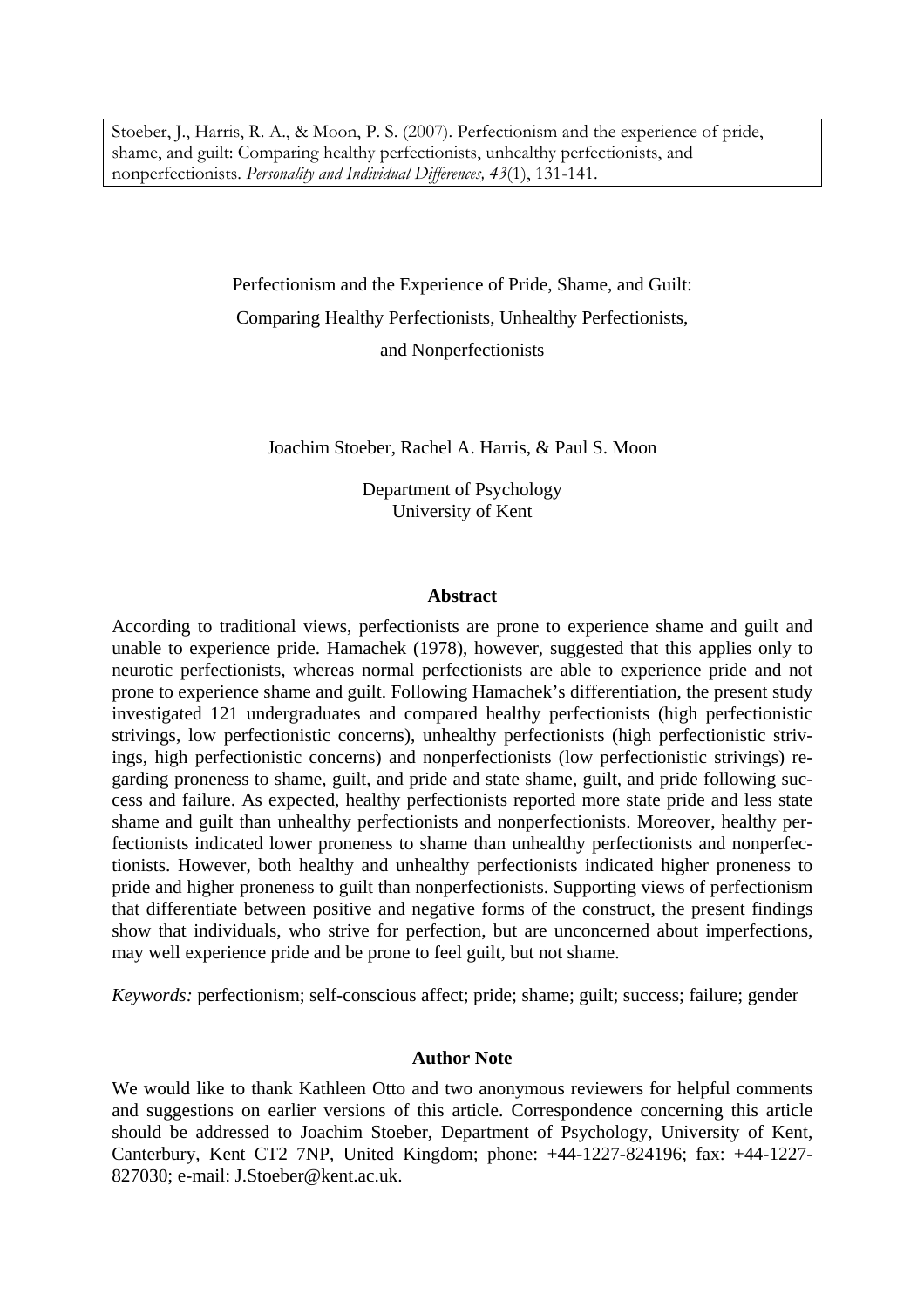Stoeber, J., Harris, R. A., & Moon, P. S. (2007). Perfectionism and the experience of pride, shame, and guilt: Comparing healthy perfectionists, unhealthy perfectionists, and nonperfectionists. *Personality and Individual Differences, 43*(1), 131-141.

# Perfectionism and the Experience of Pride, Shame, and Guilt: Comparing Healthy Perfectionists, Unhealthy Perfectionists, and Nonperfectionists

Joachim Stoeber, Rachel A. Harris, & Paul S. Moon

Department of Psychology
University of Kent

## Abstract

According to traditional views, perfectionists are prone to experience shame and guilt and unable to experience pride. Hamachek (1978), however, suggested that this applies only to neurotic perfectionists, whereas normal perfectionists are able to experience pride and not prone to experience shame and guilt. Following Hamachek's differentiation, the present study investigated 121 undergraduates and compared healthy perfectionists (high perfectionistic strivings, low perfectionistic concerns), unhealthy perfectionists (high perfectionistic strivings, high perfectionistic concerns) and nonperfectionists (low perfectionistic strivings) regarding proneness to shame, guilt, and pride and state shame, guilt, and pride following success and failure. As expected, healthy perfectionists reported more state pride and less state shame and guilt than unhealthy perfectionists and nonperfectionists. Moreover, healthy perfectionists indicated lower proneness to shame than unhealthy perfectionists and nonperfectionists. However, both healthy and unhealthy perfectionists indicated higher proneness to pride and higher proneness to guilt than nonperfectionists. Supporting views of perfectionism that differentiate between positive and negative forms of the construct, the present findings show that individuals, who strive for perfection, but are unconcerned about imperfections, may well experience pride and be prone to feel guilt, but not shame.

*Keywords:* perfectionism; self-conscious affect; pride; shame; guilt; success; failure; gender

## Author Note

We would like to thank Kathleen Otto and two anonymous reviewers for helpful comments and suggestions on earlier versions of this article. Correspondence concerning this article should be addressed to Joachim Stoeber, Department of Psychology, University of Kent, Canterbury, Kent CT2 7NP, United Kingdom; phone: +44-1227-824196; fax: +44-1227-827030; e-mail: J.Stoeber@kent.ac.uk.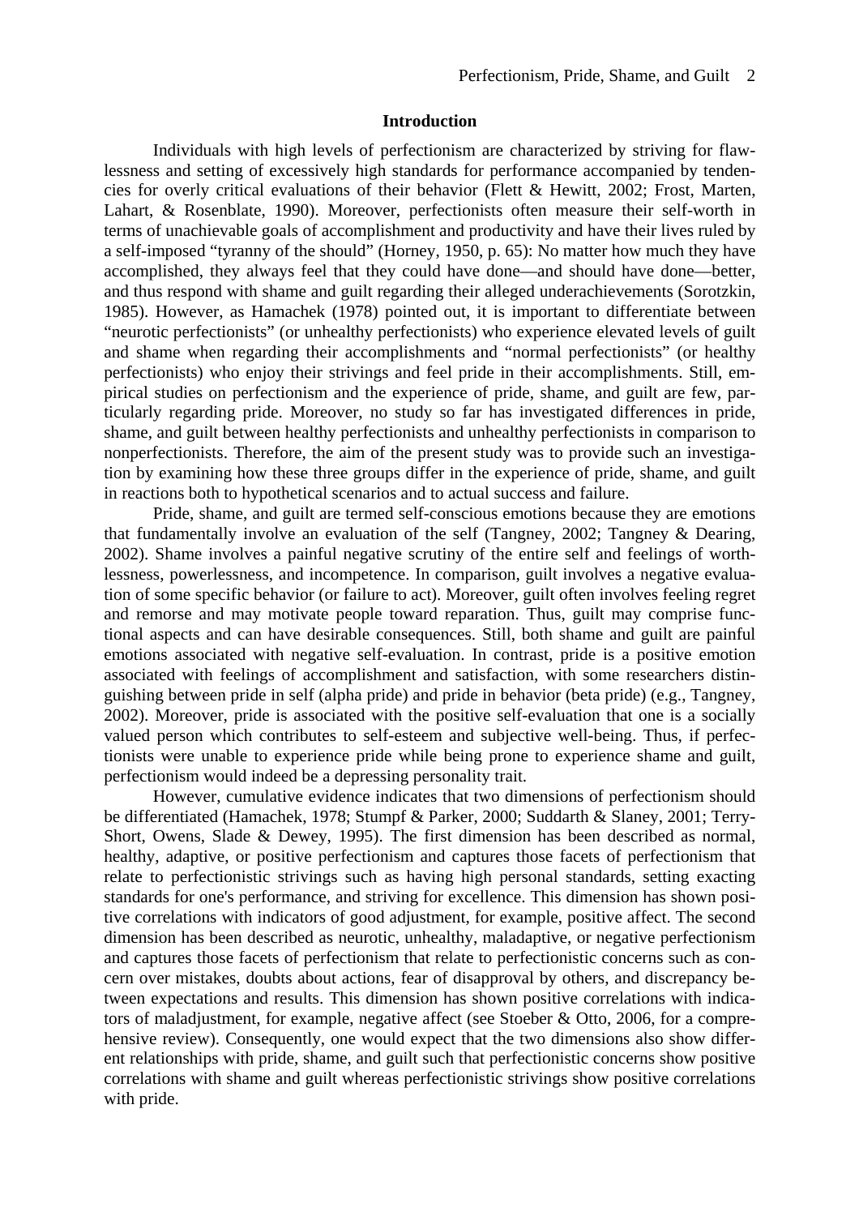## Introduction

Individuals with high levels of perfectionism are characterized by striving for flawlessness and setting of excessively high standards for performance accompanied by tendencies for overly critical evaluations of their behavior (Flett & Hewitt, 2002; Frost, Marten, Lahart, & Rosenblate, 1990). Moreover, perfectionists often measure their self-worth in terms of unachievable goals of accomplishment and productivity and have their lives ruled by a self-imposed "tyranny of the should" (Horney, 1950, p. 65): No matter how much they have accomplished, they always feel that they could have done—and should have done—better, and thus respond with shame and guilt regarding their alleged underachievements (Sorotzkin, 1985). However, as Hamachek (1978) pointed out, it is important to differentiate between "neurotic perfectionists" (or unhealthy perfectionists) who experience elevated levels of guilt and shame when regarding their accomplishments and "normal perfectionists" (or healthy perfectionists) who enjoy their strivings and feel pride in their accomplishments. Still, empirical studies on perfectionism and the experience of pride, shame, and guilt are few, particularly regarding pride. Moreover, no study so far has investigated differences in pride, shame, and guilt between healthy perfectionists and unhealthy perfectionists in comparison to nonperfectionists. Therefore, the aim of the present study was to provide such an investigation by examining how these three groups differ in the experience of pride, shame, and guilt in reactions both to hypothetical scenarios and to actual success and failure.

Pride, shame, and guilt are termed self-conscious emotions because they are emotions that fundamentally involve an evaluation of the self (Tangney, 2002; Tangney & Dearing, 2002). Shame involves a painful negative scrutiny of the entire self and feelings of worthlessness, powerlessness, and incompetence. In comparison, guilt involves a negative evaluation of some specific behavior (or failure to act). Moreover, guilt often involves feeling regret and remorse and may motivate people toward reparation. Thus, guilt may comprise functional aspects and can have desirable consequences. Still, both shame and guilt are painful emotions associated with negative self-evaluation. In contrast, pride is a positive emotion associated with feelings of accomplishment and satisfaction, with some researchers distinguishing between pride in self (alpha pride) and pride in behavior (beta pride) (e.g., Tangney, 2002). Moreover, pride is associated with the positive self-evaluation that one is a socially valued person which contributes to self-esteem and subjective well-being. Thus, if perfectionists were unable to experience pride while being prone to experience shame and guilt, perfectionism would indeed be a depressing personality trait.

However, cumulative evidence indicates that two dimensions of perfectionism should be differentiated (Hamachek, 1978; Stumpf & Parker, 2000; Suddarth & Slaney, 2001; Terry-Short, Owens, Slade & Dewey, 1995). The first dimension has been described as normal, healthy, adaptive, or positive perfectionism and captures those facets of perfectionism that relate to perfectionistic strivings such as having high personal standards, setting exacting standards for one's performance, and striving for excellence. This dimension has shown positive correlations with indicators of good adjustment, for example, positive affect. The second dimension has been described as neurotic, unhealthy, maladaptive, or negative perfectionism and captures those facets of perfectionism that relate to perfectionistic concerns such as concern over mistakes, doubts about actions, fear of disapproval by others, and discrepancy between expectations and results. This dimension has shown positive correlations with indicators of maladjustment, for example, negative affect (see Stoeber & Otto, 2006, for a comprehensive review). Consequently, one would expect that the two dimensions also show different relationships with pride, shame, and guilt such that perfectionistic concerns show positive correlations with shame and guilt whereas perfectionistic strivings show positive correlations with pride.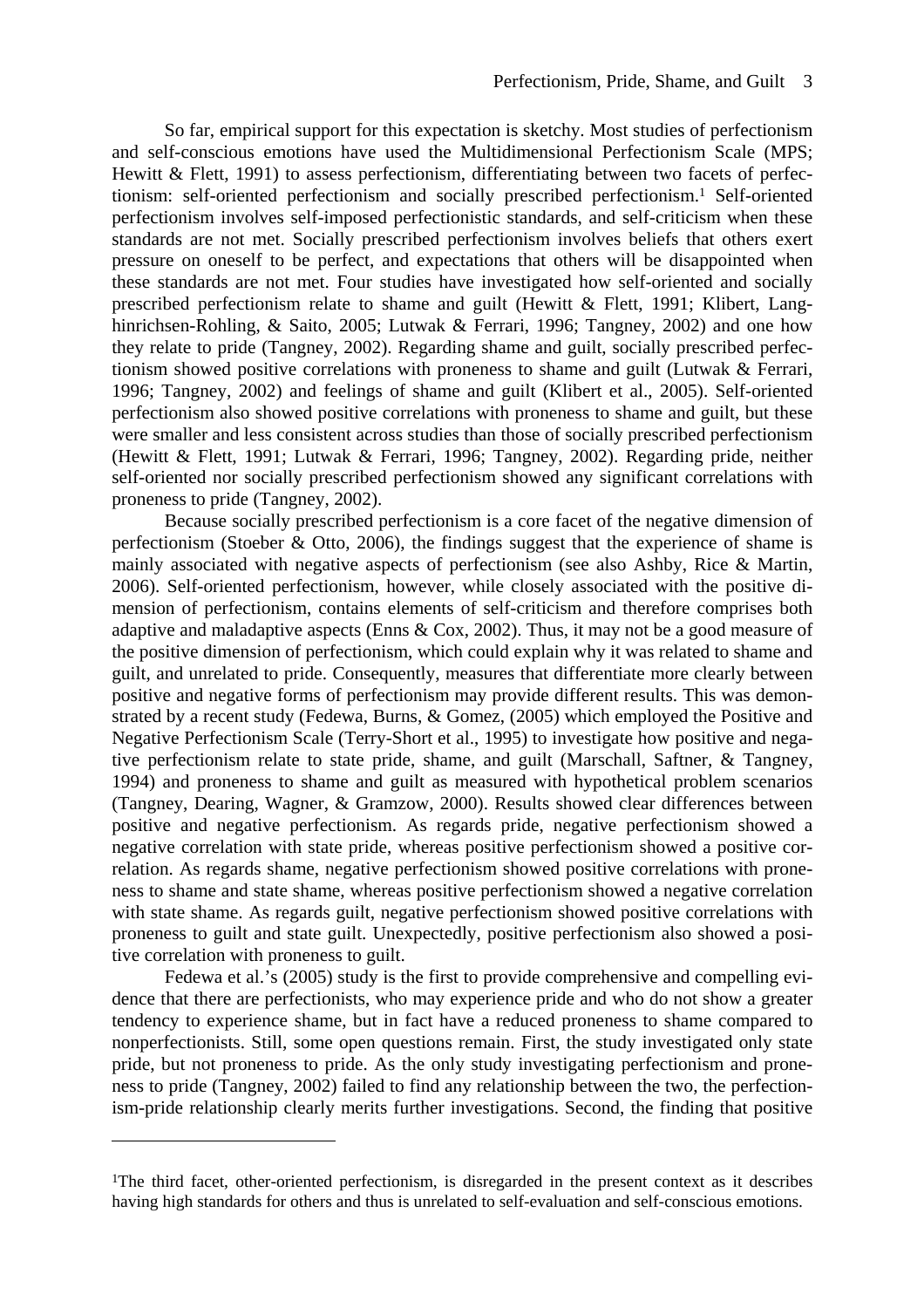So far, empirical support for this expectation is sketchy. Most studies of perfectionism and self-conscious emotions have used the Multidimensional Perfectionism Scale (MPS; Hewitt & Flett, 1991) to assess perfectionism, differentiating between two facets of perfectionism: self-oriented perfectionism and socially prescribed perfectionism.[1] Self-oriented perfectionism involves self-imposed perfectionistic standards, and self-criticism when these standards are not met. Socially prescribed perfectionism involves beliefs that others exert pressure on oneself to be perfect, and expectations that others will be disappointed when these standards are not met. Four studies have investigated how self-oriented and socially prescribed perfectionism relate to shame and guilt (Hewitt & Flett, 1991; Klibert, Langhinrichsen-Rohling, & Saito, 2005; Lutwak & Ferrari, 1996; Tangney, 2002) and one how they relate to pride (Tangney, 2002). Regarding shame and guilt, socially prescribed perfectionism showed positive correlations with proneness to shame and guilt (Lutwak & Ferrari, 1996; Tangney, 2002) and feelings of shame and guilt (Klibert et al., 2005). Self-oriented perfectionism also showed positive correlations with proneness to shame and guilt, but these were smaller and less consistent across studies than those of socially prescribed perfectionism (Hewitt & Flett, 1991; Lutwak & Ferrari, 1996; Tangney, 2002). Regarding pride, neither self-oriented nor socially prescribed perfectionism showed any significant correlations with proneness to pride (Tangney, 2002).

Because socially prescribed perfectionism is a core facet of the negative dimension of perfectionism (Stoeber & Otto, 2006), the findings suggest that the experience of shame is mainly associated with negative aspects of perfectionism (see also Ashby, Rice & Martin, 2006). Self-oriented perfectionism, however, while closely associated with the positive dimension of perfectionism, contains elements of self-criticism and therefore comprises both adaptive and maladaptive aspects (Enns & Cox, 2002). Thus, it may not be a good measure of the positive dimension of perfectionism, which could explain why it was related to shame and guilt, and unrelated to pride. Consequently, measures that differentiate more clearly between positive and negative forms of perfectionism may provide different results. This was demonstrated by a recent study (Fedewa, Burns, & Gomez, (2005) which employed the Positive and Negative Perfectionism Scale (Terry-Short et al., 1995) to investigate how positive and negative perfectionism relate to state pride, shame, and guilt (Marschall, Saftner, & Tangney, 1994) and proneness to shame and guilt as measured with hypothetical problem scenarios (Tangney, Dearing, Wagner, & Gramzow, 2000). Results showed clear differences between positive and negative perfectionism. As regards pride, negative perfectionism showed a negative correlation with state pride, whereas positive perfectionism showed a positive correlation. As regards shame, negative perfectionism showed positive correlations with proneness to shame and state shame, whereas positive perfectionism showed a negative correlation with state shame. As regards guilt, negative perfectionism showed positive correlations with proneness to guilt and state guilt. Unexpectedly, positive perfectionism also showed a positive correlation with proneness to guilt.

Fedewa et al.'s (2005) study is the first to provide comprehensive and compelling evidence that there are perfectionists, who may experience pride and who do not show a greater tendency to experience shame, but in fact have a reduced proneness to shame compared to nonperfectionists. Still, some open questions remain. First, the study investigated only state pride, but not proneness to pride. As the only study investigating perfectionism and proneness to pride (Tangney, 2002) failed to find any relationship between the two, the perfectionism-pride relationship clearly merits further investigations. Second, the finding that positive

---

[1] The third facet, other-oriented perfectionism, is disregarded in the present context as it describes having high standards for others and thus is unrelated to self-evaluation and self-conscious emotions.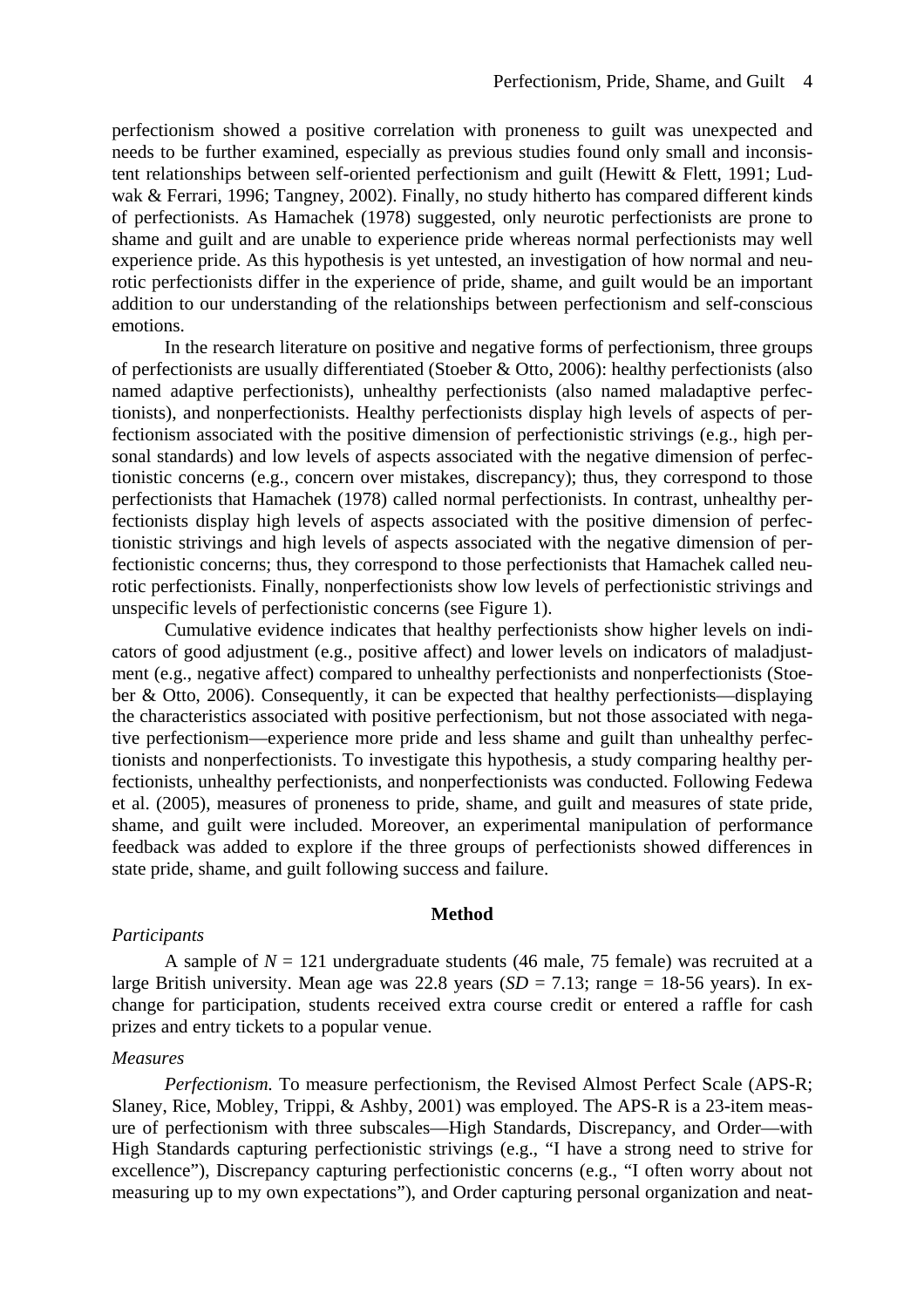perfectionism showed a positive correlation with proneness to guilt was unexpected and needs to be further examined, especially as previous studies found only small and inconsistent relationships between self-oriented perfectionism and guilt (Hewitt & Flett, 1991; Ludwak & Ferrari, 1996; Tangney, 2002). Finally, no study hitherto has compared different kinds of perfectionists. As Hamachek (1978) suggested, only neurotic perfectionists are prone to shame and guilt and are unable to experience pride whereas normal perfectionists may well experience pride. As this hypothesis is yet untested, an investigation of how normal and neurotic perfectionists differ in the experience of pride, shame, and guilt would be an important addition to our understanding of the relationships between perfectionism and self-conscious emotions.

In the research literature on positive and negative forms of perfectionism, three groups of perfectionists are usually differentiated (Stoeber & Otto, 2006): healthy perfectionists (also named adaptive perfectionists), unhealthy perfectionists (also named maladaptive perfectionists), and nonperfectionists. Healthy perfectionists display high levels of aspects of perfectionism associated with the positive dimension of perfectionistic strivings (e.g., high personal standards) and low levels of aspects associated with the negative dimension of perfectionistic concerns (e.g., concern over mistakes, discrepancy); thus, they correspond to those perfectionists that Hamachek (1978) called normal perfectionists. In contrast, unhealthy perfectionists display high levels of aspects associated with the positive dimension of perfectionistic strivings and high levels of aspects associated with the negative dimension of perfectionistic concerns; thus, they correspond to those perfectionists that Hamachek called neurotic perfectionists. Finally, nonperfectionists show low levels of perfectionistic strivings and unspecific levels of perfectionistic concerns (see Figure 1).

Cumulative evidence indicates that healthy perfectionists show higher levels on indicators of good adjustment (e.g., positive affect) and lower levels on indicators of maladjustment (e.g., negative affect) compared to unhealthy perfectionists and nonperfectionists (Stoeber & Otto, 2006). Consequently, it can be expected that healthy perfectionists—displaying the characteristics associated with positive perfectionism, but not those associated with negative perfectionism—experience more pride and less shame and guilt than unhealthy perfectionists and nonperfectionists. To investigate this hypothesis, a study comparing healthy perfectionists, unhealthy perfectionists, and nonperfectionists was conducted. Following Fedewa et al. (2005), measures of proneness to pride, shame, and guilt and measures of state pride, shame, and guilt were included. Moreover, an experimental manipulation of performance feedback was added to explore if the three groups of perfectionists showed differences in state pride, shame, and guilt following success and failure.

## Method

### *Participants*

A sample of $N$ = 121 undergraduate students (46 male, 75 female) was recruited at a large British university. Mean age was 22.8 years ($SD$ = 7.13; range = 18-56 years). In exchange for participation, students received extra course credit or entered a raffle for cash prizes and entry tickets to a popular venue.

### *Measures*

*Perfectionism.* To measure perfectionism, the Revised Almost Perfect Scale (APS-R; Slaney, Rice, Mobley, Trippi, & Ashby, 2001) was employed. The APS-R is a 23-item measure of perfectionism with three subscales—High Standards, Discrepancy, and Order—with High Standards capturing perfectionistic strivings (e.g., "I have a strong need to strive for excellence"), Discrepancy capturing perfectionistic concerns (e.g., "I often worry about not measuring up to my own expectations"), and Order capturing personal organization and neat-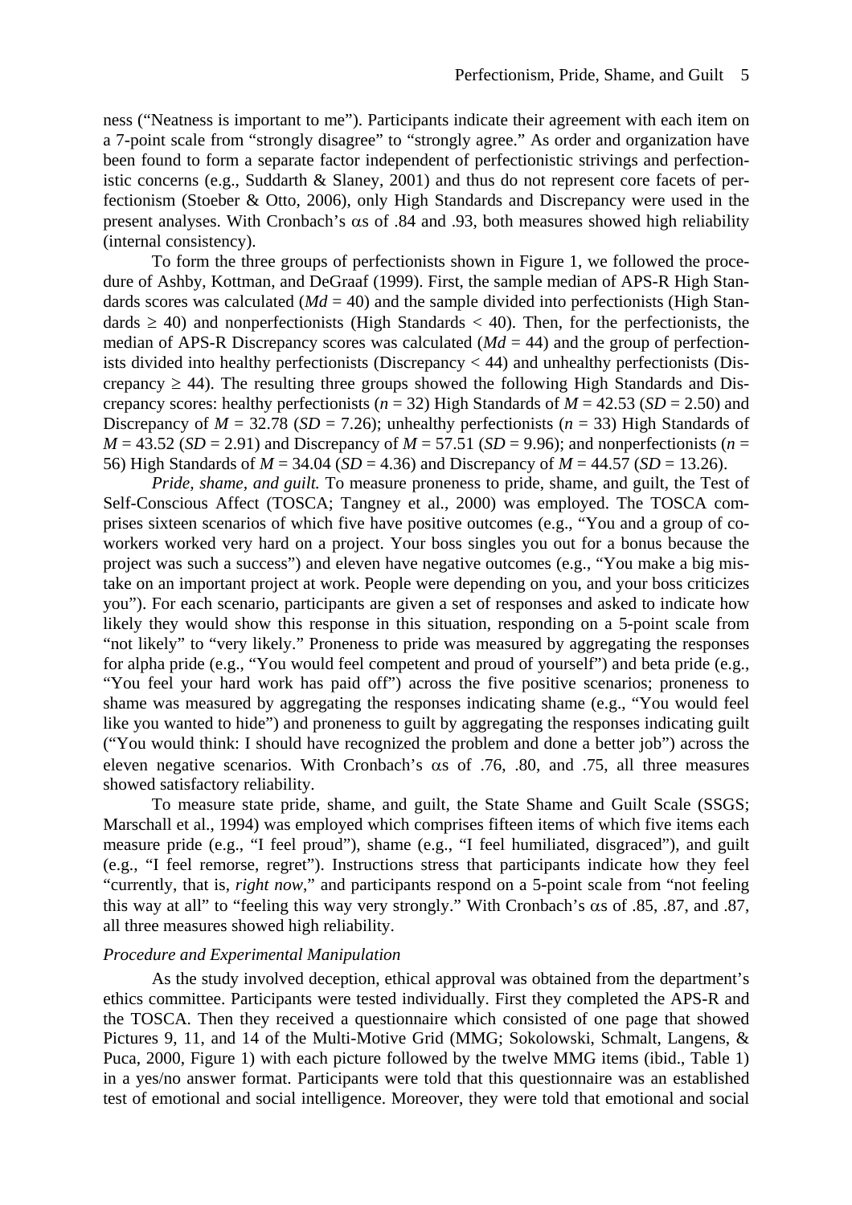ness ("Neatness is important to me"). Participants indicate their agreement with each item on a 7-point scale from "strongly disagree" to "strongly agree." As order and organization have been found to form a separate factor independent of perfectionistic strivings and perfectionistic concerns (e.g., Suddarth & Slaney, 2001) and thus do not represent core facets of perfectionism (Stoeber & Otto, 2006), only High Standards and Discrepancy were used in the present analyses. With Cronbach's $\alpha$s of .84 and .93, both measures showed high reliability (internal consistency).

To form the three groups of perfectionists shown in Figure 1, we followed the procedure of Ashby, Kottman, and DeGraaf (1999). First, the sample median of APS-R High Standards scores was calculated ($Md = 40$) and the sample divided into perfectionists (High Standards $\geq 40$) and nonperfectionists (High Standards $< 40$). Then, for the perfectionists, the median of APS-R Discrepancy scores was calculated ($Md = 44$) and the group of perfectionists divided into healthy perfectionists (Discrepancy $< 44$) and unhealthy perfectionists (Discrepancy $\geq 44$). The resulting three groups showed the following High Standards and Discrepancy scores: healthy perfectionists ($n = 32$) High Standards of $M = 42.53$ ($SD = 2.50$) and Discrepancy of $M = 32.78$ ($SD = 7.26$); unhealthy perfectionists ($n = 33$) High Standards of $M = 43.52$ ($SD = 2.91$) and Discrepancy of $M = 57.51$ ($SD = 9.96$); and nonperfectionists ($n = 56$) High Standards of $M = 34.04$ ($SD = 4.36$) and Discrepancy of $M = 44.57$ ($SD = 13.26$).

*Pride, shame, and guilt.* To measure proneness to pride, shame, and guilt, the Test of Self-Conscious Affect (TOSCA; Tangney et al., 2000) was employed. The TOSCA comprises sixteen scenarios of which five have positive outcomes (e.g., "You and a group of coworkers worked very hard on a project. Your boss singles you out for a bonus because the project was such a success") and eleven have negative outcomes (e.g., "You make a big mistake on an important project at work. People were depending on you, and your boss criticizes you"). For each scenario, participants are given a set of responses and asked to indicate how likely they would show this response in this situation, responding on a 5-point scale from "not likely" to "very likely." Proneness to pride was measured by aggregating the responses for alpha pride (e.g., "You would feel competent and proud of yourself") and beta pride (e.g., "You feel your hard work has paid off") across the five positive scenarios; proneness to shame was measured by aggregating the responses indicating shame (e.g., "You would feel like you wanted to hide") and proneness to guilt by aggregating the responses indicating guilt ("You would think: I should have recognized the problem and done a better job") across the eleven negative scenarios. With Cronbach's $\alpha$s of .76, .80, and .75, all three measures showed satisfactory reliability.

To measure state pride, shame, and guilt, the State Shame and Guilt Scale (SSGS; Marschall et al., 1994) was employed which comprises fifteen items of which five items each measure pride (e.g., "I feel proud"), shame (e.g., "I feel humiliated, disgraced"), and guilt (e.g., "I feel remorse, regret"). Instructions stress that participants indicate how they feel "currently, that is, *right now*," and participants respond on a 5-point scale from "not feeling this way at all" to "feeling this way very strongly." With Cronbach's $\alpha$s of .85, .87, and .87, all three measures showed high reliability.

### *Procedure and Experimental Manipulation*

As the study involved deception, ethical approval was obtained from the department's ethics committee. Participants were tested individually. First they completed the APS-R and the TOSCA. Then they received a questionnaire which consisted of one page that showed Pictures 9, 11, and 14 of the Multi-Motive Grid (MMG; Sokolowski, Schmalt, Langens, & Puca, 2000, Figure 1) with each picture followed by the twelve MMG items (ibid., Table 1) in a yes/no answer format. Participants were told that this questionnaire was an established test of emotional and social intelligence. Moreover, they were told that emotional and social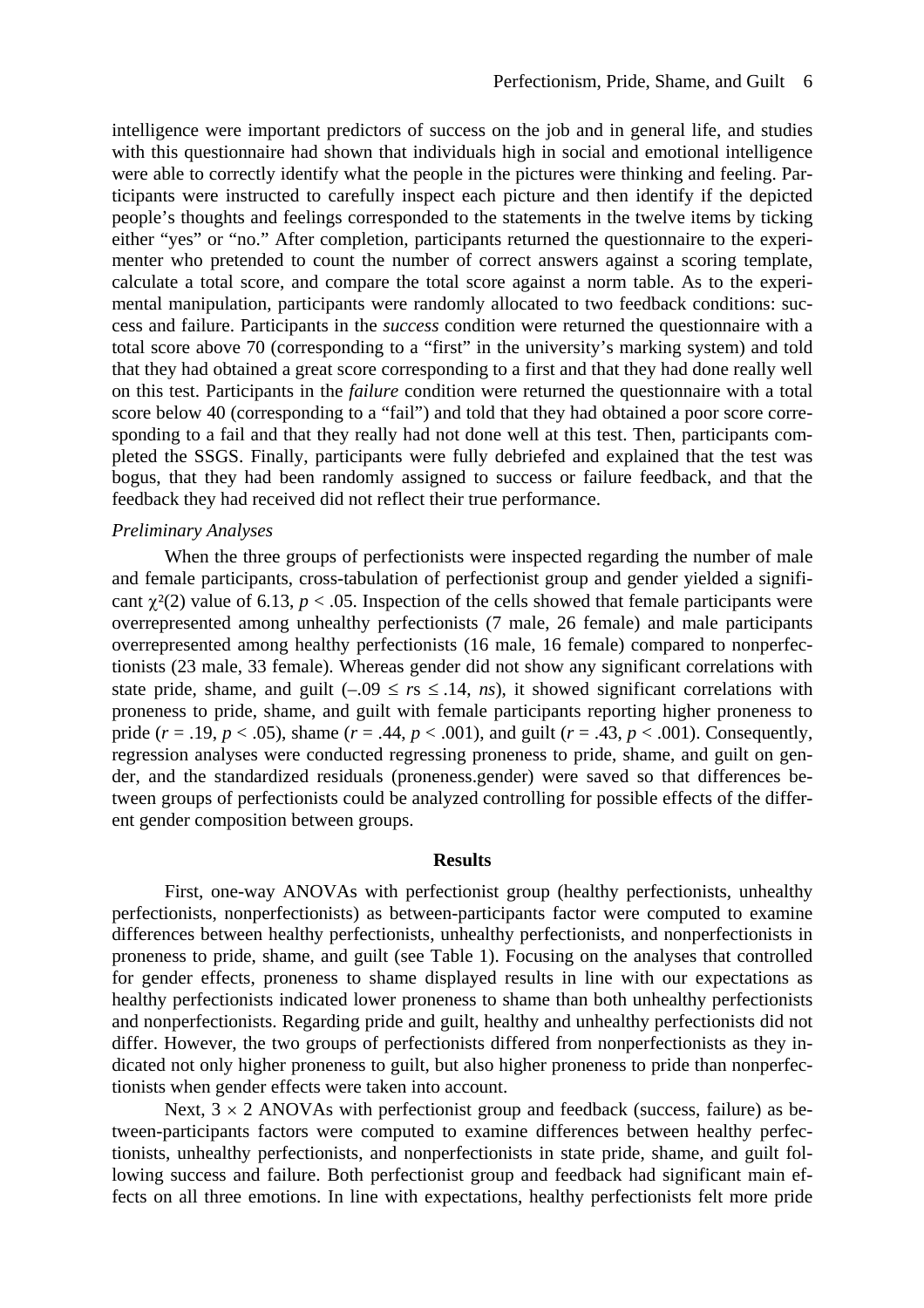intelligence were important predictors of success on the job and in general life, and studies with this questionnaire had shown that individuals high in social and emotional intelligence were able to correctly identify what the people in the pictures were thinking and feeling. Participants were instructed to carefully inspect each picture and then identify if the depicted people's thoughts and feelings corresponded to the statements in the twelve items by ticking either "yes" or "no." After completion, participants returned the questionnaire to the experimenter who pretended to count the number of correct answers against a scoring template, calculate a total score, and compare the total score against a norm table. As to the experimental manipulation, participants were randomly allocated to two feedback conditions: success and failure. Participants in the *success* condition were returned the questionnaire with a total score above 70 (corresponding to a "first" in the university's marking system) and told that they had obtained a great score corresponding to a first and that they had done really well on this test. Participants in the *failure* condition were returned the questionnaire with a total score below 40 (corresponding to a "fail") and told that they had obtained a poor score corresponding to a fail and that they really had not done well at this test. Then, participants completed the SSGS. Finally, participants were fully debriefed and explained that the test was bogus, that they had been randomly assigned to success or failure feedback, and that the feedback they had received did not reflect their true performance.

*Preliminary Analyses*

When the three groups of perfectionists were inspected regarding the number of male and female participants, cross-tabulation of perfectionist group and gender yielded a significant $\chi^2(2)$ value of 6.13, $p < .05$. Inspection of the cells showed that female participants were overrepresented among unhealthy perfectionists (7 male, 26 female) and male participants overrepresented among healthy perfectionists (16 male, 16 female) compared to nonperfectionists (23 male, 33 female). Whereas gender did not show any significant correlations with state pride, shame, and guilt ($-.09 \leq r\text{s} \leq .14$, *ns*), it showed significant correlations with proneness to pride, shame, and guilt with female participants reporting higher proneness to pride ($r = .19$, $p < .05$), shame ($r = .44$, $p < .001$), and guilt ($r = .43$, $p < .001$). Consequently, regression analyses were conducted regressing proneness to pride, shame, and guilt on gender, and the standardized residuals (proneness.gender) were saved so that differences between groups of perfectionists could be analyzed controlling for possible effects of the different gender composition between groups.

## Results

First, one-way ANOVAs with perfectionist group (healthy perfectionists, unhealthy perfectionists, nonperfectionists) as between-participants factor were computed to examine differences between healthy perfectionists, unhealthy perfectionists, and nonperfectionists in proneness to pride, shame, and guilt (see Table 1). Focusing on the analyses that controlled for gender effects, proneness to shame displayed results in line with our expectations as healthy perfectionists indicated lower proneness to shame than both unhealthy perfectionists and nonperfectionists. Regarding pride and guilt, healthy and unhealthy perfectionists did not differ. However, the two groups of perfectionists differed from nonperfectionists as they indicated not only higher proneness to guilt, but also higher proneness to pride than nonperfectionists when gender effects were taken into account.

Next, $3 \times 2$ ANOVAs with perfectionist group and feedback (success, failure) as between-participants factors were computed to examine differences between healthy perfectionists, unhealthy perfectionists, and nonperfectionists in state pride, shame, and guilt following success and failure. Both perfectionist group and feedback had significant main effects on all three emotions. In line with expectations, healthy perfectionists felt more pride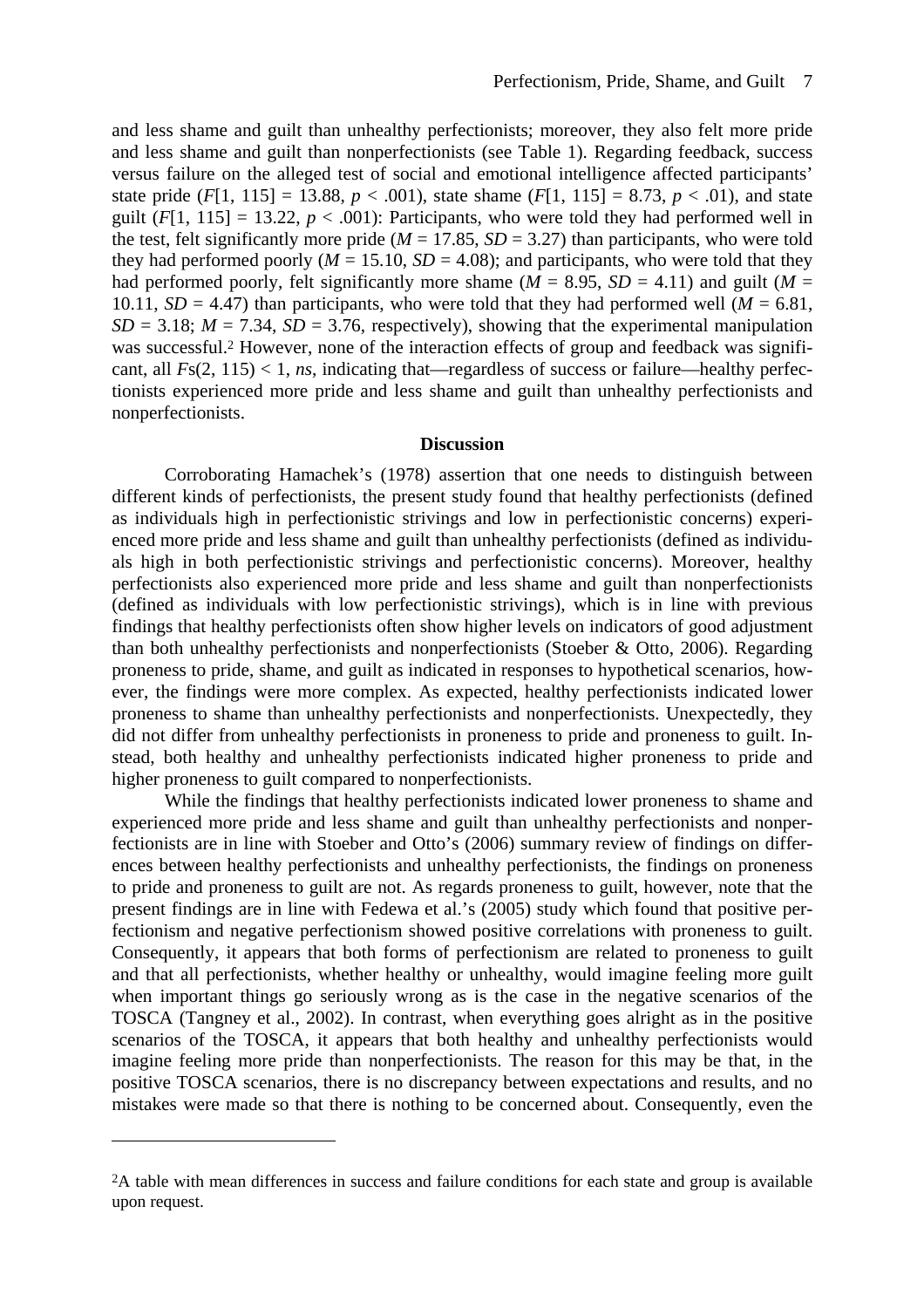and less shame and guilt than unhealthy perfectionists; moreover, they also felt more pride and less shame and guilt than nonperfectionists (see Table 1). Regarding feedback, success versus failure on the alleged test of social and emotional intelligence affected participants' state pride ($F[1, 115] = 13.88$, $p < .001$), state shame ($F[1, 115] = 8.73$, $p < .01$), and state guilt ($F[1, 115] = 13.22$, $p < .001$): Participants, who were told they had performed well in the test, felt significantly more pride ($M = 17.85$, $SD = 3.27$) than participants, who were told they had performed poorly ($M = 15.10$, $SD = 4.08$); and participants, who were told that they had performed poorly, felt significantly more shame ($M = 8.95$, $SD = 4.11$) and guilt ($M = 10.11$, $SD = 4.47$) than participants, who were told that they had performed well ($M = 6.81$, $SD = 3.18$; $M = 7.34$, $SD = 3.76$, respectively), showing that the experimental manipulation was successful.[2] However, none of the interaction effects of group and feedback was significant, all $F\text{s}(2, 115) < 1$, *ns*, indicating that—regardless of success or failure—healthy perfectionists experienced more pride and less shame and guilt than unhealthy perfectionists and nonperfectionists.

## Discussion

Corroborating Hamachek's (1978) assertion that one needs to distinguish between different kinds of perfectionists, the present study found that healthy perfectionists (defined as individuals high in perfectionistic strivings and low in perfectionistic concerns) experienced more pride and less shame and guilt than unhealthy perfectionists (defined as individuals high in both perfectionistic strivings and perfectionistic concerns). Moreover, healthy perfectionists also experienced more pride and less shame and guilt than nonperfectionists (defined as individuals with low perfectionistic strivings), which is in line with previous findings that healthy perfectionists often show higher levels on indicators of good adjustment than both unhealthy perfectionists and nonperfectionists (Stoeber & Otto, 2006). Regarding proneness to pride, shame, and guilt as indicated in responses to hypothetical scenarios, however, the findings were more complex. As expected, healthy perfectionists indicated lower proneness to shame than unhealthy perfectionists and nonperfectionists. Unexpectedly, they did not differ from unhealthy perfectionists in proneness to pride and proneness to guilt. Instead, both healthy and unhealthy perfectionists indicated higher proneness to pride and higher proneness to guilt compared to nonperfectionists.

While the findings that healthy perfectionists indicated lower proneness to shame and experienced more pride and less shame and guilt than unhealthy perfectionists and nonperfectionists are in line with Stoeber and Otto's (2006) summary review of findings on differences between healthy perfectionists and unhealthy perfectionists, the findings on proneness to pride and proneness to guilt are not. As regards proneness to guilt, however, note that the present findings are in line with Fedewa et al.'s (2005) study which found that positive perfectionism and negative perfectionism showed positive correlations with proneness to guilt. Consequently, it appears that both forms of perfectionism are related to proneness to guilt and that all perfectionists, whether healthy or unhealthy, would imagine feeling more guilt when important things go seriously wrong as is the case in the negative scenarios of the TOSCA (Tangney et al., 2002). In contrast, when everything goes alright as in the positive scenarios of the TOSCA, it appears that both healthy and unhealthy perfectionists would imagine feeling more pride than nonperfectionists. The reason for this may be that, in the positive TOSCA scenarios, there is no discrepancy between expectations and results, and no mistakes were made so that there is nothing to be concerned about. Consequently, even the

---

[2]A table with mean differences in success and failure conditions for each state and group is available upon request.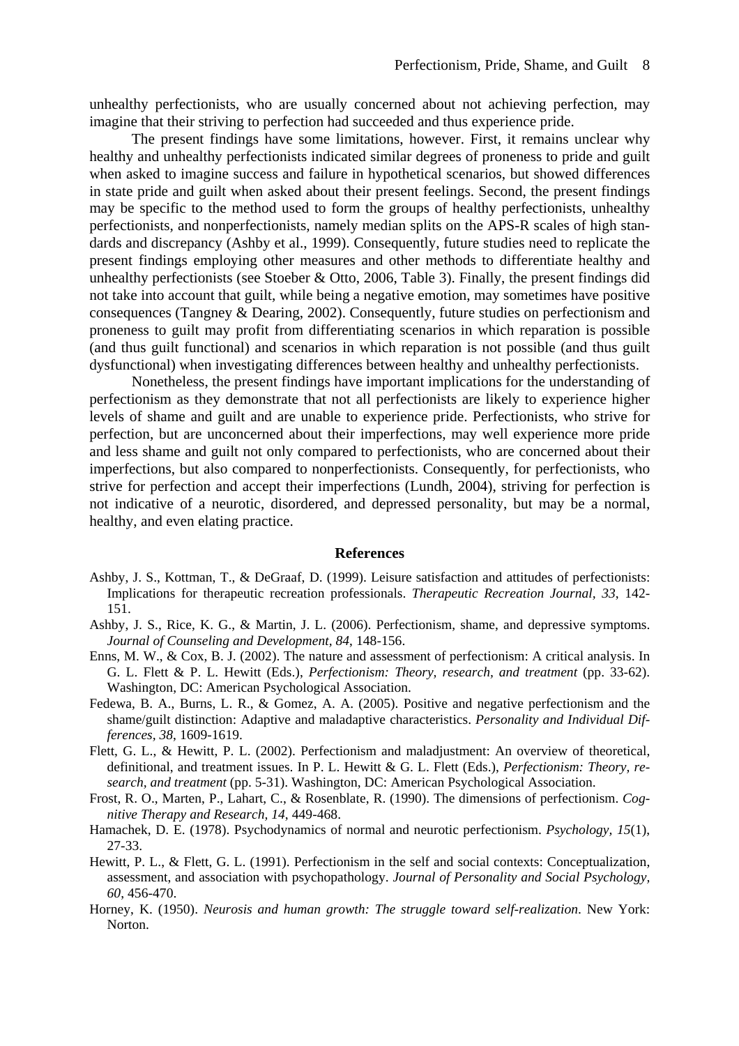unhealthy perfectionists, who are usually concerned about not achieving perfection, may imagine that their striving to perfection had succeeded and thus experience pride.

The present findings have some limitations, however. First, it remains unclear why healthy and unhealthy perfectionists indicated similar degrees of proneness to pride and guilt when asked to imagine success and failure in hypothetical scenarios, but showed differences in state pride and guilt when asked about their present feelings. Second, the present findings may be specific to the method used to form the groups of healthy perfectionists, unhealthy perfectionists, and nonperfectionists, namely median splits on the APS-R scales of high standards and discrepancy (Ashby et al., 1999). Consequently, future studies need to replicate the present findings employing other measures and other methods to differentiate healthy and unhealthy perfectionists (see Stoeber & Otto, 2006, Table 3). Finally, the present findings did not take into account that guilt, while being a negative emotion, may sometimes have positive consequences (Tangney & Dearing, 2002). Consequently, future studies on perfectionism and proneness to guilt may profit from differentiating scenarios in which reparation is possible (and thus guilt functional) and scenarios in which reparation is not possible (and thus guilt dysfunctional) when investigating differences between healthy and unhealthy perfectionists.

Nonetheless, the present findings have important implications for the understanding of perfectionism as they demonstrate that not all perfectionists are likely to experience higher levels of shame and guilt and are unable to experience pride. Perfectionists, who strive for perfection, but are unconcerned about their imperfections, may well experience more pride and less shame and guilt not only compared to perfectionists, who are concerned about their imperfections, but also compared to nonperfectionists. Consequently, for perfectionists, who strive for perfection and accept their imperfections (Lundh, 2004), striving for perfection is not indicative of a neurotic, disordered, and depressed personality, but may be a normal, healthy, and even elating practice.

## References

Ashby, J. S., Kottman, T., & DeGraaf, D. (1999). Leisure satisfaction and attitudes of perfectionists: Implications for therapeutic recreation professionals. *Therapeutic Recreation Journal, 33*, 142-151.

Ashby, J. S., Rice, K. G., & Martin, J. L. (2006). Perfectionism, shame, and depressive symptoms. *Journal of Counseling and Development, 84*, 148-156.

Enns, M. W., & Cox, B. J. (2002). The nature and assessment of perfectionism: A critical analysis. In G. L. Flett & P. L. Hewitt (Eds.), *Perfectionism: Theory, research, and treatment* (pp. 33-62). Washington, DC: American Psychological Association.

Fedewa, B. A., Burns, L. R., & Gomez, A. A. (2005). Positive and negative perfectionism and the shame/guilt distinction: Adaptive and maladaptive characteristics. *Personality and Individual Differences, 38*, 1609-1619.

Flett, G. L., & Hewitt, P. L. (2002). Perfectionism and maladjustment: An overview of theoretical, definitional, and treatment issues. In P. L. Hewitt & G. L. Flett (Eds.), *Perfectionism: Theory, research, and treatment* (pp. 5-31). Washington, DC: American Psychological Association.

Frost, R. O., Marten, P., Lahart, C., & Rosenblate, R. (1990). The dimensions of perfectionism. *Cognitive Therapy and Research, 14*, 449-468.

Hamachek, D. E. (1978). Psychodynamics of normal and neurotic perfectionism. *Psychology, 15*(1), 27-33.

Hewitt, P. L., & Flett, G. L. (1991). Perfectionism in the self and social contexts: Conceptualization, assessment, and association with psychopathology. *Journal of Personality and Social Psychology, 60*, 456-470.

Horney, K. (1950). *Neurosis and human growth: The struggle toward self-realization*. New York: Norton.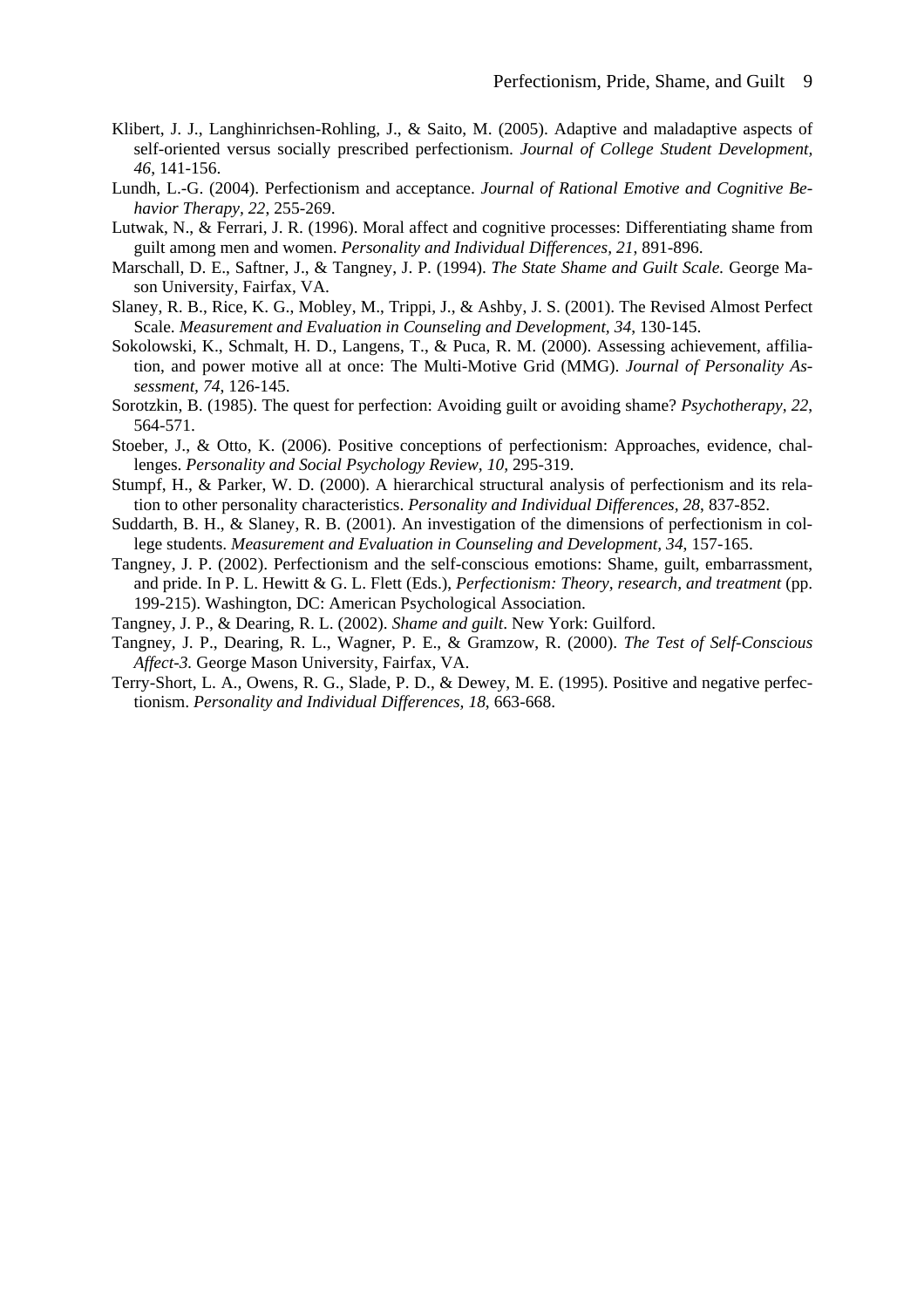Klibert, J. J., Langhinrichsen-Rohling, J., & Saito, M. (2005). Adaptive and maladaptive aspects of self-oriented versus socially prescribed perfectionism. *Journal of College Student Development, 46*, 141-156.

Lundh, L.-G. (2004). Perfectionism and acceptance. *Journal of Rational Emotive and Cognitive Behavior Therapy, 22*, 255-269.

Lutwak, N., & Ferrari, J. R. (1996). Moral affect and cognitive processes: Differentiating shame from guilt among men and women. *Personality and Individual Differences, 21*, 891-896.

Marschall, D. E., Saftner, J., & Tangney, J. P. (1994). *The State Shame and Guilt Scale.* George Mason University, Fairfax, VA.

Slaney, R. B., Rice, K. G., Mobley, M., Trippi, J., & Ashby, J. S. (2001). The Revised Almost Perfect Scale. *Measurement and Evaluation in Counseling and Development, 34*, 130-145.

Sokolowski, K., Schmalt, H. D., Langens, T., & Puca, R. M. (2000). Assessing achievement, affiliation, and power motive all at once: The Multi-Motive Grid (MMG). *Journal of Personality Assessment, 74*, 126-145.

Sorotzkin, B. (1985). The quest for perfection: Avoiding guilt or avoiding shame? *Psychotherapy, 22*, 564-571.

Stoeber, J., & Otto, K. (2006). Positive conceptions of perfectionism: Approaches, evidence, challenges. *Personality and Social Psychology Review, 10*, 295-319.

Stumpf, H., & Parker, W. D. (2000). A hierarchical structural analysis of perfectionism and its relation to other personality characteristics. *Personality and Individual Differences, 28*, 837-852.

Suddarth, B. H., & Slaney, R. B. (2001). An investigation of the dimensions of perfectionism in college students. *Measurement and Evaluation in Counseling and Development, 34*, 157-165.

Tangney, J. P. (2002). Perfectionism and the self-conscious emotions: Shame, guilt, embarrassment, and pride. In P. L. Hewitt & G. L. Flett (Eds.), *Perfectionism: Theory, research, and treatment* (pp. 199-215). Washington, DC: American Psychological Association.

Tangney, J. P., & Dearing, R. L. (2002). *Shame and guilt*. New York: Guilford.

Tangney, J. P., Dearing, R. L., Wagner, P. E., & Gramzow, R. (2000). *The Test of Self-Conscious Affect-3.* George Mason University, Fairfax, VA.

Terry-Short, L. A., Owens, R. G., Slade, P. D., & Dewey, M. E. (1995). Positive and negative perfectionism. *Personality and Individual Differences, 18*, 663-668.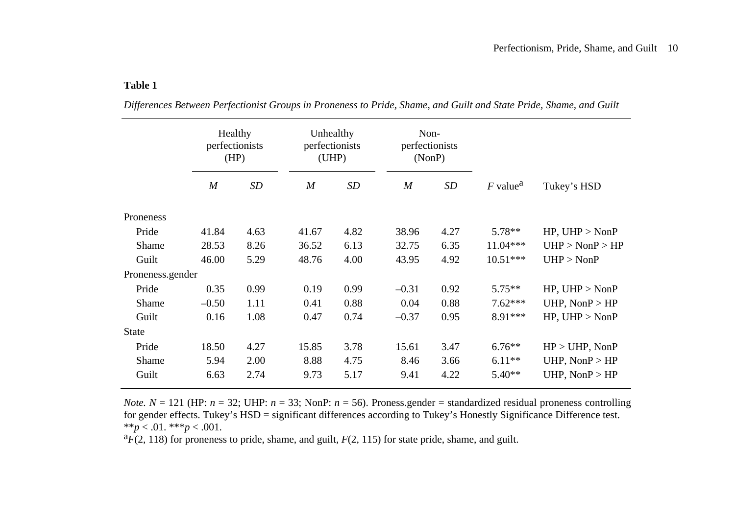**Table 1**

*Differences Between Perfectionist Groups in Proneness to Pride, Shame, and Guilt and State Pride, Shame, and Guilt*

| | Healthy perfectionists (HP) | | Unhealthy perfectionists (UHP) | | Non-perfectionists (NonP) | | | |
|---|---|---|---|---|---|---|---|---|
| | *M* | *SD* | *M* | *SD* | *M* | *SD* | *F* value[a] | Tukey's HSD |
| Proneness | | | | | | | | |
| Pride | 41.84 | 4.63 | 41.67 | 4.82 | 38.96 | 4.27 | 5.78** | HP, UHP > NonP |
| Shame | 28.53 | 8.26 | 36.52 | 6.13 | 32.75 | 6.35 | 11.04*** | UHP > NonP > HP |
| Guilt | 46.00 | 5.29 | 48.76 | 4.00 | 43.95 | 4.92 | 10.51*** | UHP > NonP |
| Proneness.gender | | | | | | | | |
| Pride | 0.35 | 0.99 | 0.19 | 0.99 | –0.31 | 0.92 | 5.75** | HP, UHP > NonP |
| Shame | –0.50 | 1.11 | 0.41 | 0.88 | 0.04 | 0.88 | 7.62*** | UHP, NonP > HP |
| Guilt | 0.16 | 1.08 | 0.47 | 0.74 | –0.37 | 0.95 | 8.91*** | HP, UHP > NonP |
| State | | | | | | | | |
| Pride | 18.50 | 4.27 | 15.85 | 3.78 | 15.61 | 3.47 | 6.76** | HP > UHP, NonP |
| Shame | 5.94 | 2.00 | 8.88 | 4.75 | 8.46 | 3.66 | 6.11** | UHP, NonP > HP |
| Guilt | 6.63 | 2.74 | 9.73 | 5.17 | 9.41 | 4.22 | 5.40** | UHP, NonP > HP |

*Note.* $N = 121$ (HP: $n = 32$; UHP: $n = 33$; NonP: $n = 56$). Proness.gender = standardized residual proneness controlling for gender effects. Tukey's HSD = significant differences according to Tukey's Honestly Significance Difference test. $^{**}p < .01$. $^{***}p < .001$.

[a]$F(2, 118)$ for proneness to pride, shame, and guilt, $F(2, 115)$ for state pride, shame, and guilt.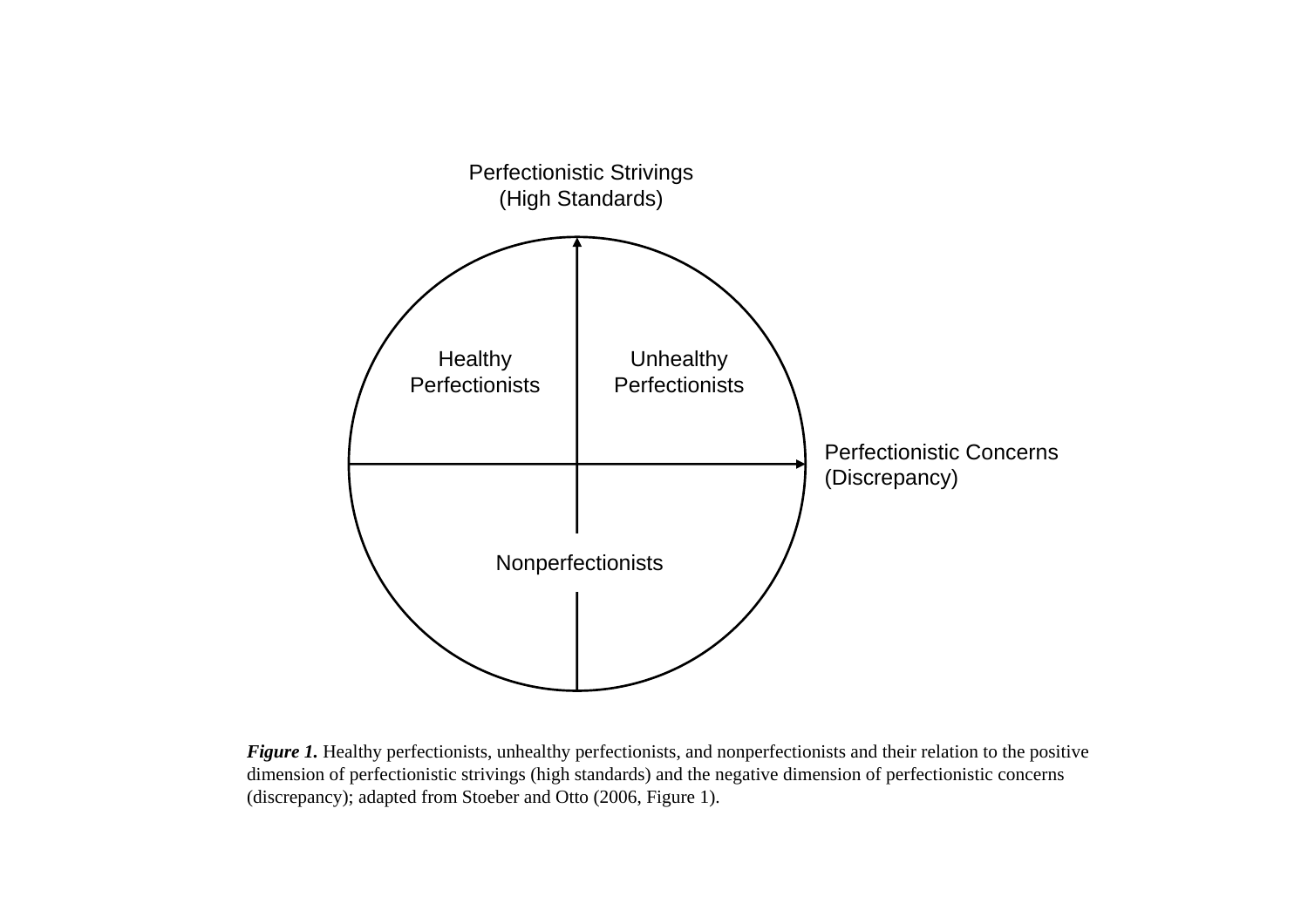Perfectionistic Strivings
(High Standards)

Healthy
Perfectionists

Unhealthy
Perfectionists

Perfectionistic Concerns
(Discrepancy)

Nonperfectionists

***Figure 1.*** Healthy perfectionists, unhealthy perfectionists, and nonperfectionists and their relation to the positive dimension of perfectionistic strivings (high standards) and the negative dimension of perfectionistic concerns (discrepancy); adapted from Stoeber and Otto (2006, Figure 1).